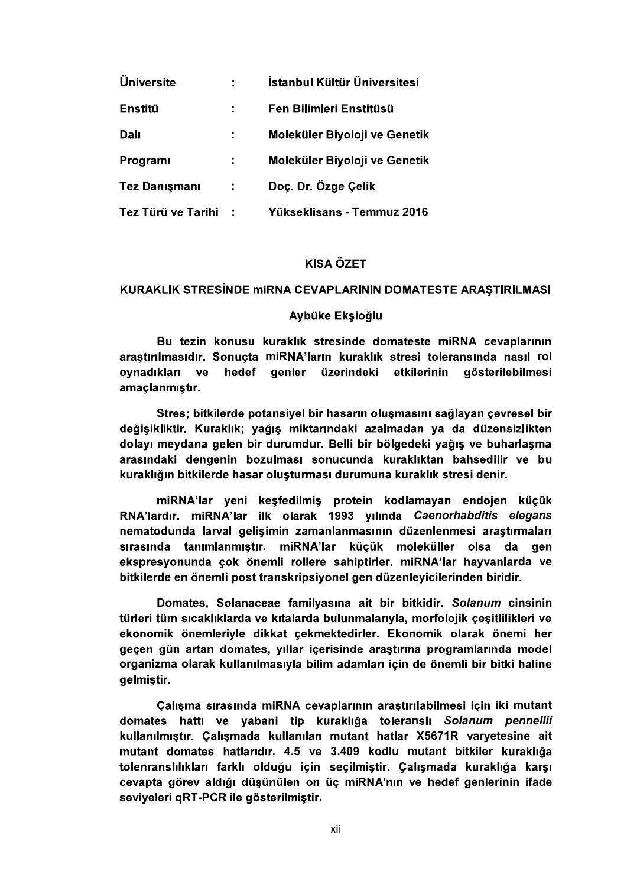| | | |
|---|---|---|
| **Üniversite** | **:** | **İstanbul Kültür Üniversitesi** |
| **Enstitü** | **:** | **Fen Bilimleri Enstitüsü** |
| **Dalı** | **:** | **Moleküler Biyoloji ve Genetik** |
| **Programı** | **:** | **Moleküler Biyoloji ve Genetik** |
| **Tez Danışmanı** | **:** | **Doç. Dr. Özge Çelik** |
| **Tez Türü ve Tarihi** | **:** | **Yükseklisans - Temmuz 2016** |

## KISA ÖZET

### KURAKLIK STRESİNDE miRNA CEVAPLARININ DOMATESTE ARAŞTIRILMASI

**Aybüke Ekşioğlu**

**Bu tezin konusu kuraklık stresinde domateste miRNA cevaplarının araştırılmasıdır. Sonuçta miRNA'ların kuraklık stresi toleransında nasıl rol oynadıkları ve hedef genler üzerindeki etkilerinin gösterilebilmesi amaçlanmıştır.**

**Stres; bitkilerde potansiyel bir hasarın oluşmasını sağlayan çevresel bir değişikliktir. Kuraklık; yağış miktarındaki azalmadan ya da düzensizlikten dolayı meydana gelen bir durumdur. Belli bir bölgedeki yağış ve buharlaşma arasındaki dengenin bozulması sonucunda kuraklıktan bahsedilir ve bu kuraklığın bitkilerde hasar oluşturması durumuna kuraklık stresi denir.**

**miRNA'lar yeni keşfedilmiş protein kodlamayan endojen küçük RNA'lardır. miRNA'lar ilk olarak 1993 yılında *Caenorhabditis elegans* nematodunda larval gelişimin zamanlanmasının düzenlenmesi araştırmaları sırasında tanımlanmıştır. miRNA'lar küçük moleküller olsa da gen ekspresyonunda çok önemli rollere sahiptirler. miRNA'lar hayvanlarda ve bitkilerde en önemli post transkripsiyonel gen düzenleyicilerinden biridir.**

**Domates, Solanaceae familyasına ait bir bitkidir. *Solanum* cinsinin türleri tüm sıcaklıklarda ve kıtalarda bulunmalarıyla, morfolojik çeşitlilikleri ve ekonomik önemleriyle dikkat çekmektedirler. Ekonomik olarak önemi her geçen gün artan domates, yıllar içerisinde araştırma programlarında model organizma olarak kullanılmasıyla bilim adamları için de önemli bir bitki haline gelmiştir.**

**Çalışma sırasında miRNA cevaplarının araştırılabilmesi için iki mutant domates hattı ve yabani tip kuraklığa toleranslı *Solanum pennellii* kullanılmıştır. Çalışmada kullanılan mutant hatlar X5671R varyetesine ait mutant domates hatlarıdır. 4.5 ve 3.409 kodlu mutant bitkiler kuraklığa tolenranslılıkları farklı olduğu için seçilmiştir. Çalışmada kuraklığa karşı cevapta görev aldığı düşünülen on üç miRNA'nın ve hedef genlerinin ifade seviyeleri qRT-PCR ile gösterilmiştir.**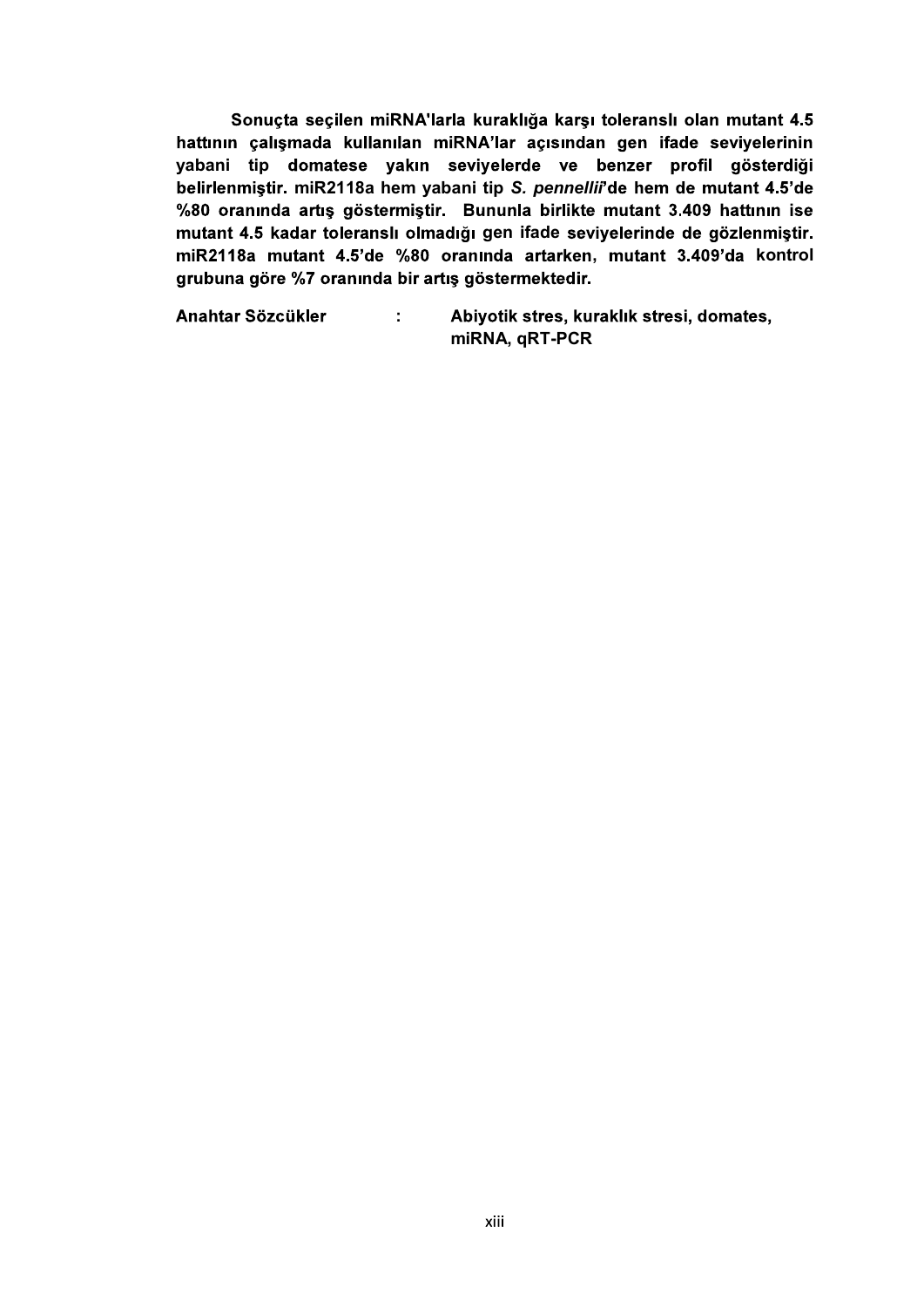**Sonuçta seçilen miRNA'larla kuraklığa karşı toleranslı olan mutant 4.5 hattının çalışmada kullanılan miRNA'lar açısından gen ifade seviyelerinin yabani tip domatese yakın seviyelerde ve benzer profil gösterdiği belirlenmiştir. miR2118a hem yabani tip *S. pennellii*'de hem de mutant 4.5'de %80 oranında artış göstermiştir. Bununla birlikte mutant 3.409 hattının ise mutant 4.5 kadar toleranslı olmadığı gen ifade seviyelerinde de gözlenmiştir. miR2118a mutant 4.5'de %80 oranında artarken, mutant 3.409'da kontrol grubuna göre %7 oranında bir artış göstermektedir.**

**Anahtar Sözcükler : Abiyotik stres, kuraklık stresi, domates, miRNA, qRT-PCR**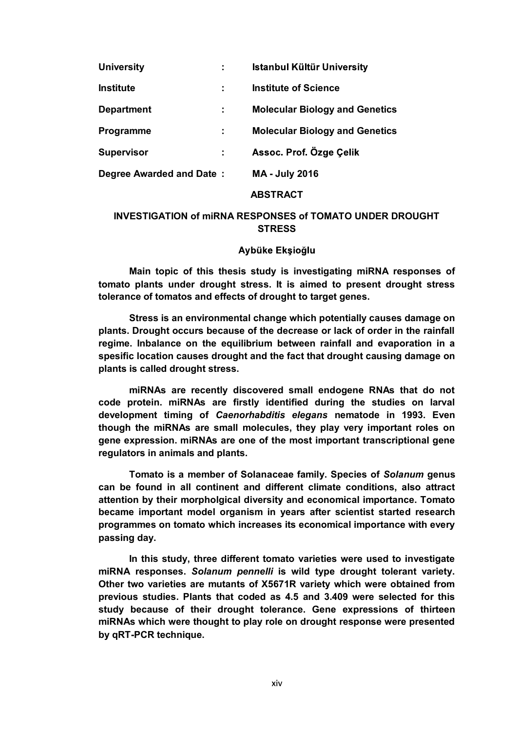| | | |
|---|---|---|
| **University** | **:** | **Istanbul Kültür University** |
| **Institute** | **:** | **Institute of Science** |
| **Department** | **:** | **Molecular Biology and Genetics** |
| **Programme** | **:** | **Molecular Biology and Genetics** |
| **Supervisor** | **:** | **Assoc. Prof. Özge Çelik** |
| **Degree Awarded and Date** | **:** | **MA - July 2016** |

## ABSTRACT

### INVESTIGATION of miRNA RESPONSES of TOMATO UNDER DROUGHT STRESS

**Aybüke Ekşioğlu**

**Main topic of this thesis study is investigating miRNA responses of tomato plants under drought stress. It is aimed to present drought stress tolerance of tomatos and effects of drought to target genes.**

**Stress is an environmental change which potentially causes damage on plants. Drought occurs because of the decrease or lack of order in the rainfall regime. Inbalance on the equilibrium between rainfall and evaporation in a spesific location causes drought and the fact that drought causing damage on plants is called drought stress.**

**miRNAs are recently discovered small endogene RNAs that do not code protein. miRNAs are firstly identified during the studies on larval development timing of *Caenorhabditis elegans* nematode in 1993. Even though the miRNAs are small molecules, they play very important roles on gene expression. miRNAs are one of the most important transcriptional gene regulators in animals and plants.**

**Tomato is a member of Solanaceae family. Species of *Solanum* genus can be found in all continent and different climate conditions, also attract attention by their morpholgical diversity and economical importance. Tomato became important model organism in years after scientist started research programmes on tomato which increases its economical importance with every passing day.**

**In this study, three different tomato varieties were used to investigate miRNA responses. *Solanum pennelli* is wild type drought tolerant variety. Other two varieties are mutants of X5671R variety which were obtained from previous studies. Plants that coded as 4.5 and 3.409 were selected for this study because of their drought tolerance. Gene expressions of thirteen miRNAs which were thought to play role on drought response were presented by qRT-PCR technique.**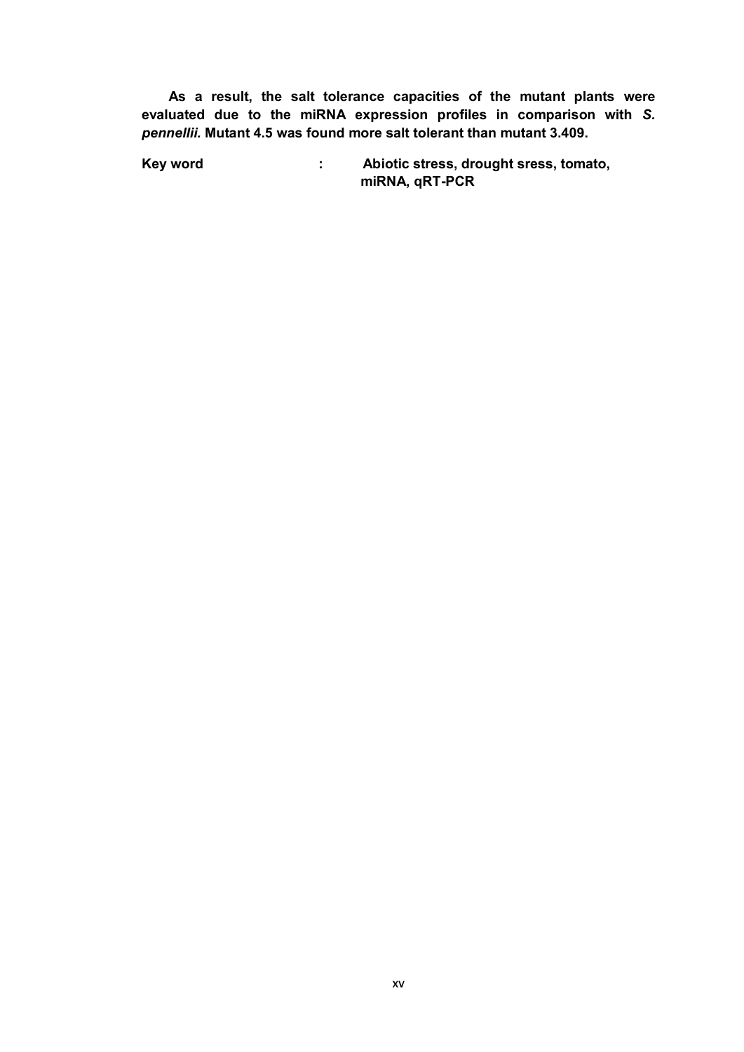**As a result, the salt tolerance capacities of the mutant plants were evaluated due to the miRNA expression profiles in comparison with *S. pennellii.* Mutant 4.5 was found more salt tolerant than mutant 3.409.**

**Key word : Abiotic stress, drought sress, tomato, miRNA, qRT-PCR**